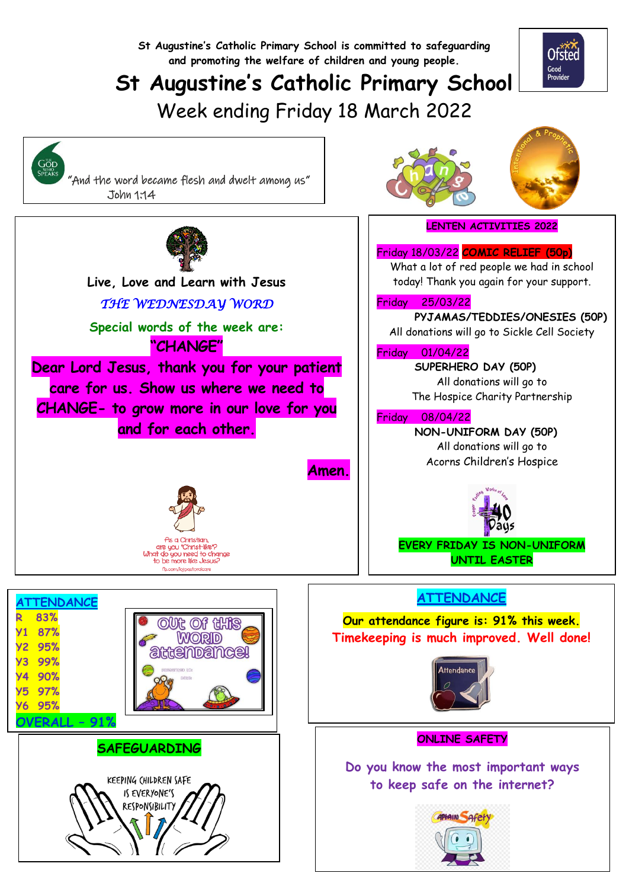St Augustine's Catholic Primary School is committed to safeguarding and promoting the welfare of children and young people.

# St Augustine's Catholic Primary School

## Week ending Friday 18 March 2022

"And the word became flesh and dwelt among us"
John 1:14

**Live, Love and Learn with Jesus**

*THE WEDNESDAY WORD*

**Special words of the week are:**

**"CHANGE"**

**Dear Lord Jesus, thank you for your patient care for us. Show us where we need to CHANGE- to grow more in our love for you and for each other.**

**Amen.**

As a Christian, are you 'Christ-like'? What do you need to change to be more like Jesus?

## LENTEN ACTIVITIES 2022

Friday 18/03/22 **COMIC RELIEF (50p)**
What a lot of red people we had in school today! Thank you again for your support.

Friday 25/03/22
**PYJAMAS/TEDDIES/ONESIES (50P)**
All donations will go to Sickle Cell Society

Friday 01/04/22
**SUPERHERO DAY (50P)**
All donations will go to
The Hospice Charity Partnership

Friday 08/04/22
**NON-UNIFORM DAY (50P)**
All donations will go to
Acorns Children's Hospice

**EVERY FRIDAY IS NON-UNIFORM UNTIL EASTER**

## ATTENDANCE

| Class | Attendance |
|---|---|
| R | 83% |
| Y1 | 87% |
| Y2 | 95% |
| Y3 | 99% |
| Y4 | 90% |
| Y5 | 97% |
| Y6 | 95% |
| **OVERALL** | **91%** |

Out of this world attendance!

## ATTENDANCE

**Our attendance figure is: 91% this week.**
**Timekeeping is much improved. Well done!**

## SAFEGUARDING

KEEPING CHILDREN SAFE IS EVERYONE'S RESPONSIBILITY

## ONLINE SAFETY

**Do you know the most important ways to keep safe on the internet?**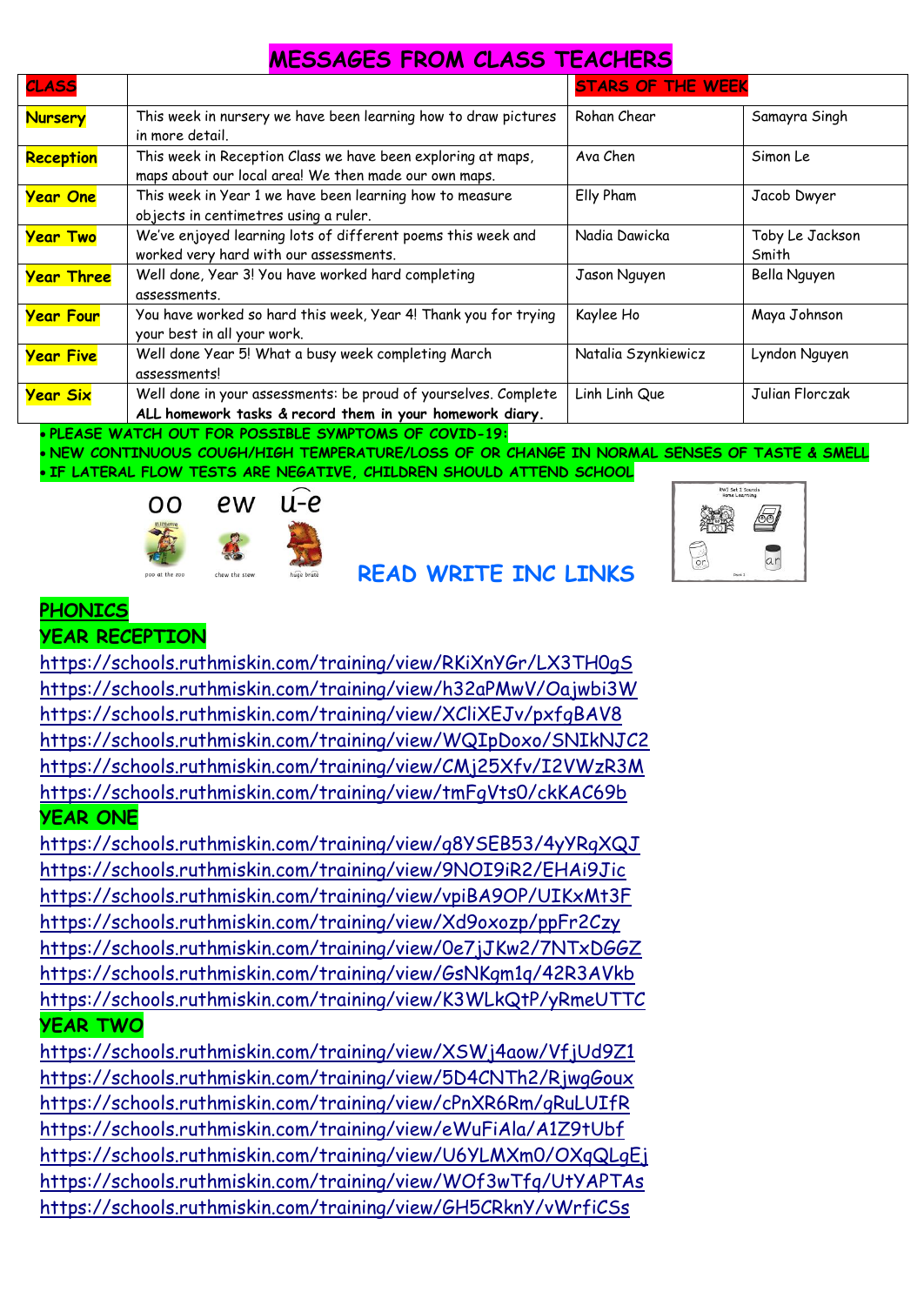# MESSAGES FROM CLASS TEACHERS

| CLASS | | STARS OF THE WEEK | |
|---|---|---|---|
| Nursery | This week in nursery we have been learning how to draw pictures in more detail. | Rohan Chear | Samayra Singh |
| Reception | This week in Reception Class we have been exploring at maps, maps about our local area! We then made our own maps. | Ava Chen | Simon Le |
| Year One | This week in Year 1 we have been learning how to measure objects in centimetres using a ruler. | Elly Pham | Jacob Dwyer |
| Year Two | We've enjoyed learning lots of different poems this week and worked very hard with our assessments. | Nadia Dawicka | Toby Le Jackson Smith |
| Year Three | Well done, Year 3! You have worked hard completing assessments. | Jason Nguyen | Bella Nguyen |
| Year Four | You have worked so hard this week, Year 4! Thank you for trying your best in all your work. | Kaylee Ho | Maya Johnson |
| Year Five | Well done Year 5! What a busy week completing March assessments! | Natalia Szynkiewicz | Lyndon Nguyen |
| Year Six | Well done in your assessments: be proud of yourselves. Complete **ALL homework tasks & record them in your homework diary.** | Linh Linh Que | Julian Florczak |

- PLEASE WATCH OUT FOR POSSIBLE SYMPTOMS OF COVID-19:
- NEW CONTINUOUS COUGH/HIGH TEMPERATURE/LOSS OF OR CHANGE IN NORMAL SENSES OF TASTE & SMELL
- IF LATERAL FLOW TESTS ARE NEGATIVE, CHILDREN SHOULD ATTEND SCHOOL

oo ew u-e

poo at the zoo — chew the stew — huge brute

## READ WRITE INC LINKS

## PHONICS

### YEAR RECEPTION

https://schools.ruthmiskin.com/training/view/RKiXnYGr/LX3TH0gS
https://schools.ruthmiskin.com/training/view/h32aPMwV/OajwbI3W
https://schools.ruthmiskin.com/training/view/XCliXEJv/pxfgBAV8
https://schools.ruthmiskin.com/training/view/WQIpDoxo/SNIkNJC2
https://schools.ruthmiskin.com/training/view/CMj25Xfv/I2VWzR3M
https://schools.ruthmiskin.com/training/view/tmFgVts0/ckKAC69b

### YEAR ONE

https://schools.ruthmiskin.com/training/view/g8YSEB53/4yYRqXQJ
https://schools.ruthmiskin.com/training/view/9NOI9iR2/EHAi9Jic
https://schools.ruthmiskin.com/training/view/vpiBA9OP/UIKxMt3F
https://schools.ruthmiskin.com/training/view/Xd9oxozp/ppFr2Czy
https://schools.ruthmiskin.com/training/view/0e7jJKw2/7NTxDGGZ
https://schools.ruthmiskin.com/training/view/GsNKgm1q/42R3AVkb
https://schools.ruthmiskin.com/training/view/K3WLkQtP/yRmeUTTC

### YEAR TWO

https://schools.ruthmiskin.com/training/view/XSWj4aow/VfjUd9Z1
https://schools.ruthmiskin.com/training/view/5D4CNTh2/RjwgGoux
https://schools.ruthmiskin.com/training/view/cPnXR6Rm/gRuLUIfR
https://schools.ruthmiskin.com/training/view/eWuFiAla/A1Z9tUbf
https://schools.ruthmiskin.com/training/view/U6YLMXm0/OXqQLgEj
https://schools.ruthmiskin.com/training/view/WOf3wTfq/UtYAPTAs
https://schools.ruthmiskin.com/training/view/GH5CRknY/vWrfiCSs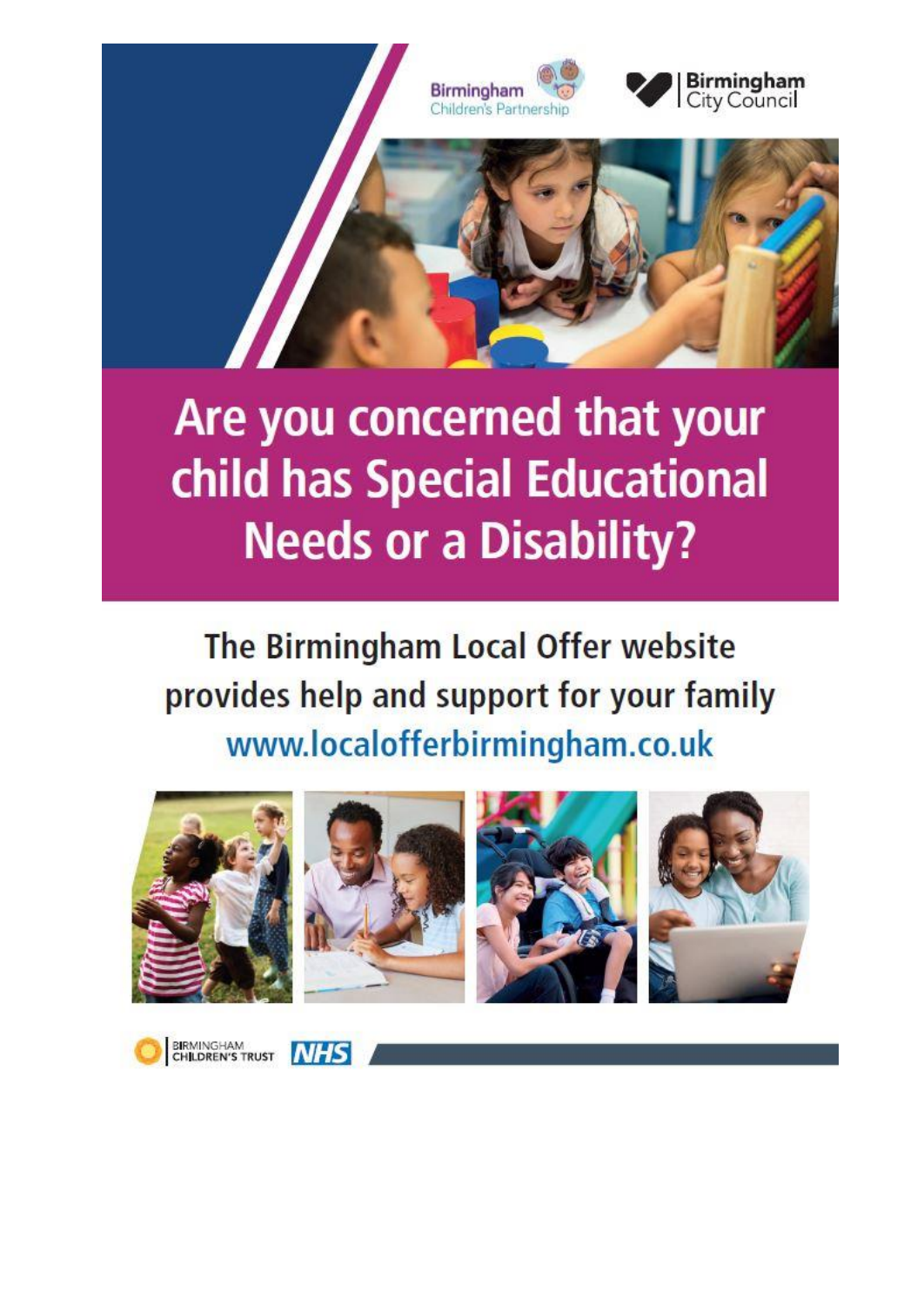Birmingham Children's Partnership

Birmingham City Council

# Are you concerned that your child has Special Educational Needs or a Disability?

## The Birmingham Local Offer website provides help and support for your family

**www.localofferbirmingham.co.uk**

BIRMINGHAM CHILDREN'S TRUST

NHS